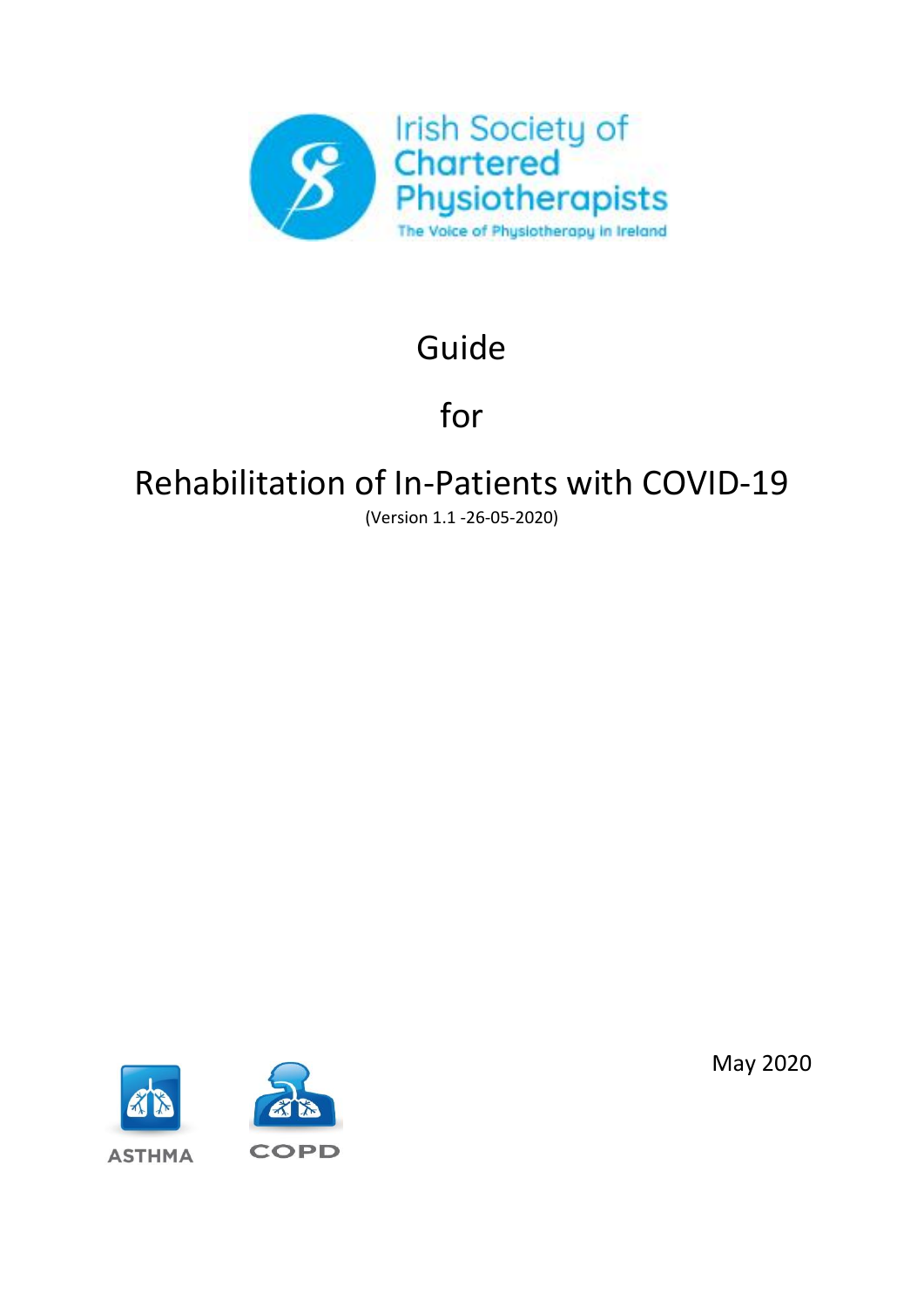Irish Society of Chartered Physiotherapists

The Voice of Physiotherapy in Ireland

# Guide

# for

# Rehabilitation of In-Patients with COVID-19

(Version 1.1 -26-05-2020)

ASTHMA

COPD

May 2020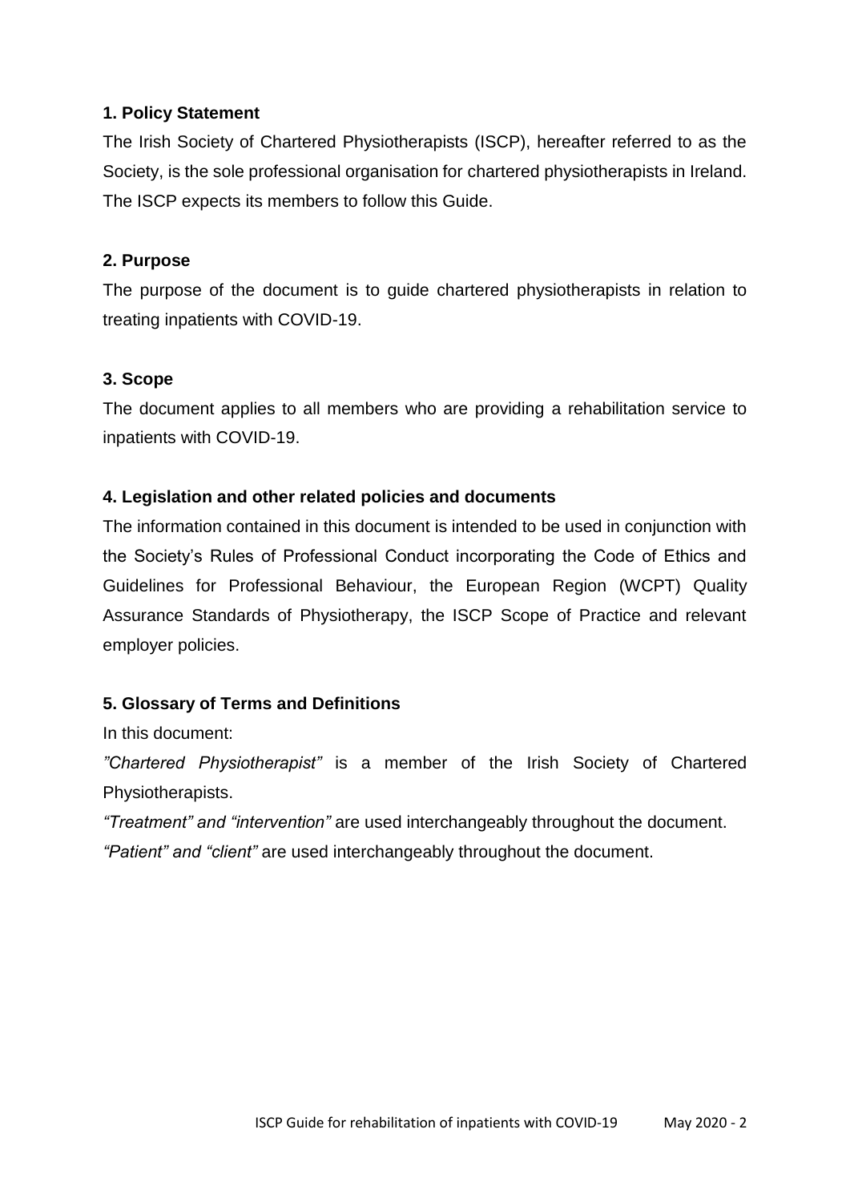**1. Policy Statement**

The Irish Society of Chartered Physiotherapists (ISCP), hereafter referred to as the Society, is the sole professional organisation for chartered physiotherapists in Ireland. The ISCP expects its members to follow this Guide.

**2. Purpose**

The purpose of the document is to guide chartered physiotherapists in relation to treating inpatients with COVID-19.

**3. Scope**

The document applies to all members who are providing a rehabilitation service to inpatients with COVID-19.

**4. Legislation and other related policies and documents**

The information contained in this document is intended to be used in conjunction with the Society's Rules of Professional Conduct incorporating the Code of Ethics and Guidelines for Professional Behaviour, the European Region (WCPT) Quality Assurance Standards of Physiotherapy, the ISCP Scope of Practice and relevant employer policies.

**5. Glossary of Terms and Definitions**

In this document:

*"Chartered Physiotherapist"* is a member of the Irish Society of Chartered Physiotherapists.

*"Treatment" and "intervention"* are used interchangeably throughout the document.

*"Patient" and "client"* are used interchangeably throughout the document.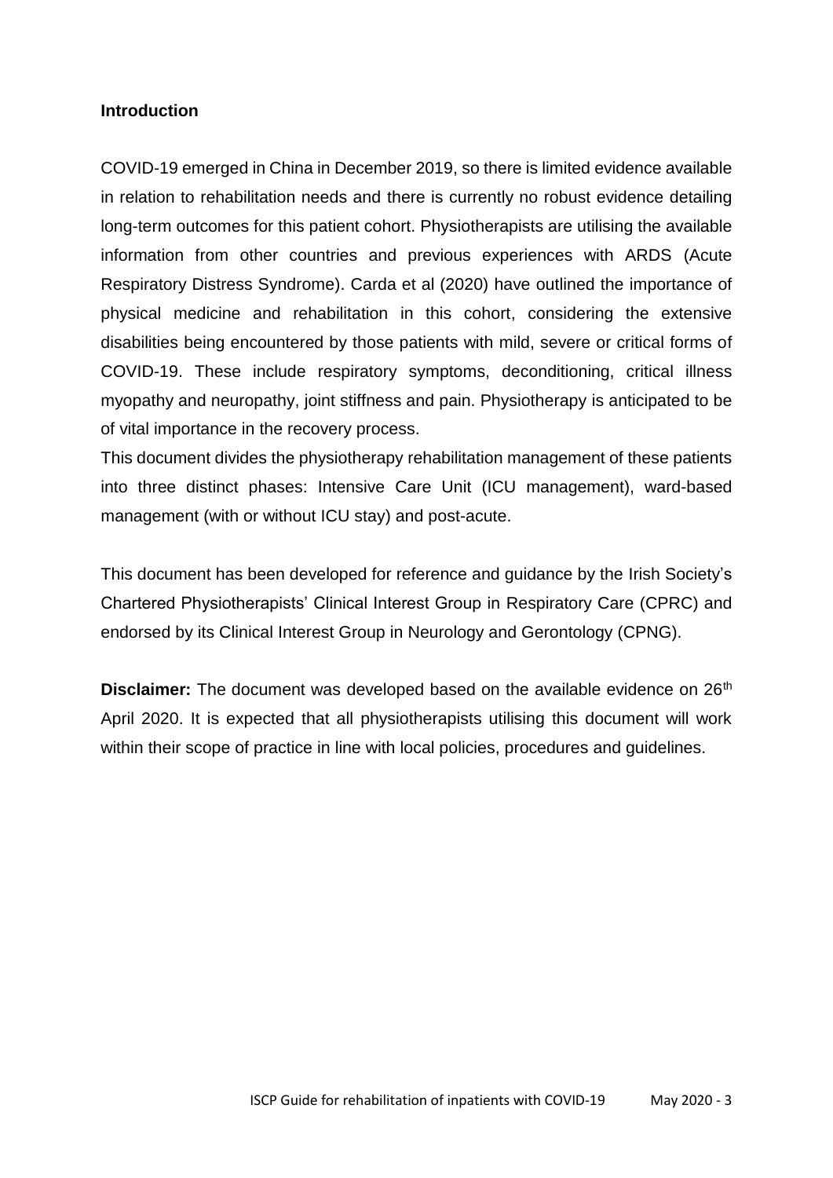## Introduction

COVID-19 emerged in China in December 2019, so there is limited evidence available in relation to rehabilitation needs and there is currently no robust evidence detailing long-term outcomes for this patient cohort. Physiotherapists are utilising the available information from other countries and previous experiences with ARDS (Acute Respiratory Distress Syndrome). Carda et al (2020) have outlined the importance of physical medicine and rehabilitation in this cohort, considering the extensive disabilities being encountered by those patients with mild, severe or critical forms of COVID-19. These include respiratory symptoms, deconditioning, critical illness myopathy and neuropathy, joint stiffness and pain. Physiotherapy is anticipated to be of vital importance in the recovery process.

This document divides the physiotherapy rehabilitation management of these patients into three distinct phases: Intensive Care Unit (ICU management), ward-based management (with or without ICU stay) and post-acute.

This document has been developed for reference and guidance by the Irish Society's Chartered Physiotherapists' Clinical Interest Group in Respiratory Care (CPRC) and endorsed by its Clinical Interest Group in Neurology and Gerontology (CPNG).

**Disclaimer:** The document was developed based on the available evidence on 26th April 2020. It is expected that all physiotherapists utilising this document will work within their scope of practice in line with local policies, procedures and guidelines.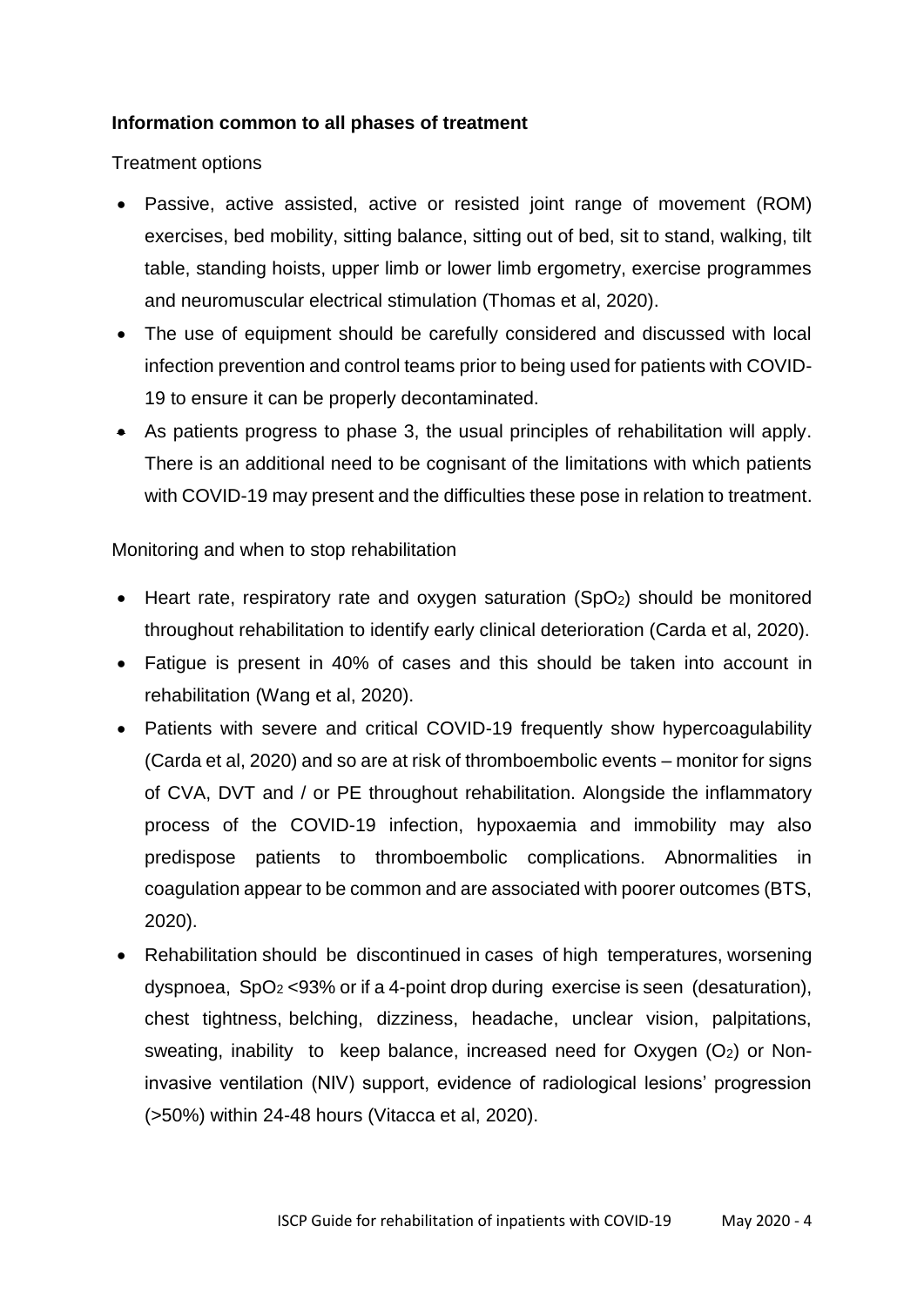### Information common to all phases of treatment

Treatment options

- Passive, active assisted, active or resisted joint range of movement (ROM) exercises, bed mobility, sitting balance, sitting out of bed, sit to stand, walking, tilt table, standing hoists, upper limb or lower limb ergometry, exercise programmes and neuromuscular electrical stimulation (Thomas et al, 2020).
- The use of equipment should be carefully considered and discussed with local infection prevention and control teams prior to being used for patients with COVID-19 to ensure it can be properly decontaminated.
- As patients progress to phase 3, the usual principles of rehabilitation will apply. There is an additional need to be cognisant of the limitations with which patients with COVID-19 may present and the difficulties these pose in relation to treatment.

Monitoring and when to stop rehabilitation

- Heart rate, respiratory rate and oxygen saturation ($SpO_2$) should be monitored throughout rehabilitation to identify early clinical deterioration (Carda et al, 2020).
- Fatigue is present in 40% of cases and this should be taken into account in rehabilitation (Wang et al, 2020).
- Patients with severe and critical COVID-19 frequently show hypercoagulability (Carda et al, 2020) and so are at risk of thromboembolic events – monitor for signs of CVA, DVT and / or PE throughout rehabilitation. Alongside the inflammatory process of the COVID-19 infection, hypoxaemia and immobility may also predispose patients to thromboembolic complications. Abnormalities in coagulation appear to be common and are associated with poorer outcomes (BTS, 2020).
- Rehabilitation should be discontinued in cases of high temperatures, worsening dyspnoea, $SpO_2$ <93% or if a 4-point drop during exercise is seen (desaturation), chest tightness, belching, dizziness, headache, unclear vision, palpitations, sweating, inability to keep balance, increased need for Oxygen ($O_2$) or Non-invasive ventilation (NIV) support, evidence of radiological lesions' progression (>50%) within 24-48 hours (Vitacca et al, 2020).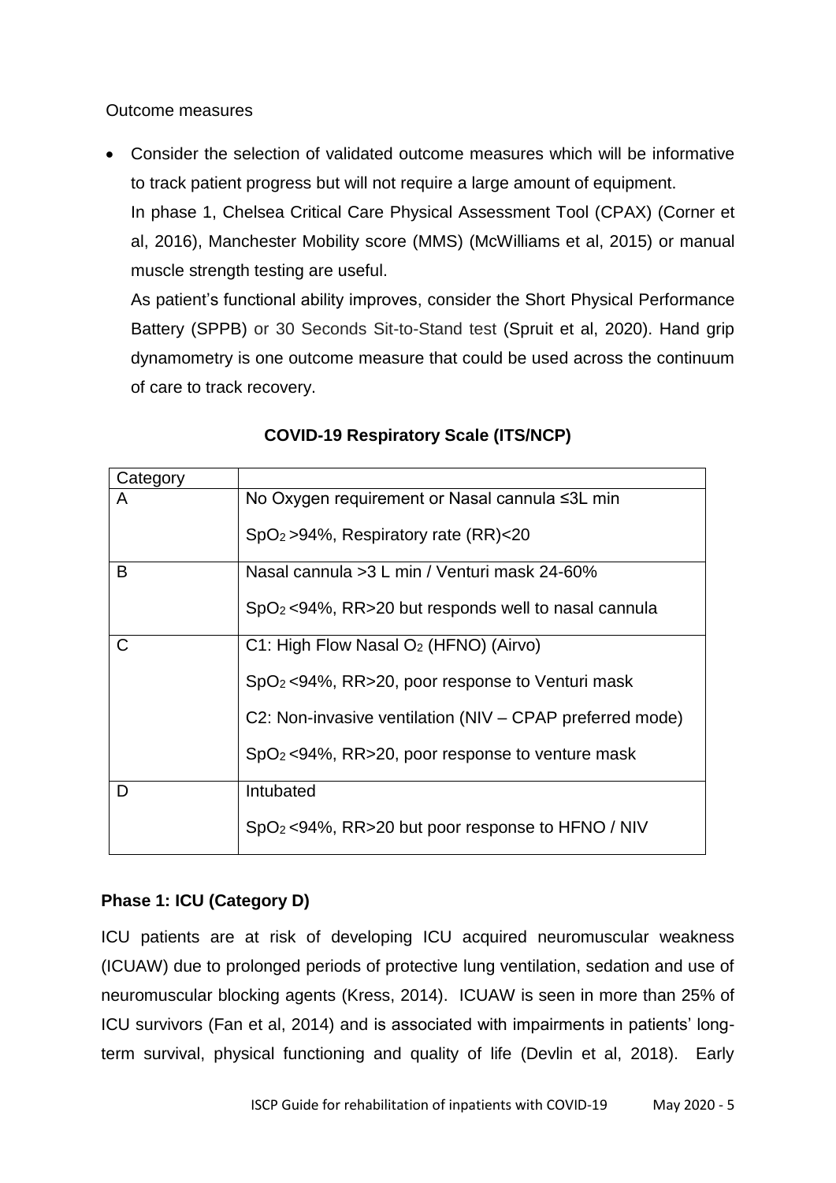Outcome measures

- Consider the selection of validated outcome measures which will be informative to track patient progress but will not require a large amount of equipment.
  In phase 1, Chelsea Critical Care Physical Assessment Tool (CPAX) (Corner et al, 2016), Manchester Mobility score (MMS) (McWilliams et al, 2015) or manual muscle strength testing are useful.
  As patient's functional ability improves, consider the Short Physical Performance Battery (SPPB) or 30 Seconds Sit-to-Stand test (Spruit et al, 2020). Hand grip dynamometry is one outcome measure that could be used across the continuum of care to track recovery.

**COVID-19 Respiratory Scale (ITS/NCP)**

| Category | |
|---|---|
| A | No Oxygen requirement or Nasal cannula ≤3L min<br><br>$SpO_2$ >94%, Respiratory rate (RR)<20 |
| B | Nasal cannula >3 L min / Venturi mask 24-60%<br><br>$SpO_2$ <94%, RR>20 but responds well to nasal cannula |
| C | C1: High Flow Nasal $O_2$ (HFNO) (Airvo)<br><br>$SpO_2$ <94%, RR>20, poor response to Venturi mask<br><br>C2: Non-invasive ventilation (NIV – CPAP preferred mode)<br><br>$SpO_2$ <94%, RR>20, poor response to venture mask |
| D | Intubated<br><br>$SpO_2$ <94%, RR>20 but poor response to HFNO / NIV |

**Phase 1: ICU (Category D)**

ICU patients are at risk of developing ICU acquired neuromuscular weakness (ICUAW) due to prolonged periods of protective lung ventilation, sedation and use of neuromuscular blocking agents (Kress, 2014). ICUAW is seen in more than 25% of ICU survivors (Fan et al, 2014) and is associated with impairments in patients' long-term survival, physical functioning and quality of life (Devlin et al, 2018). Early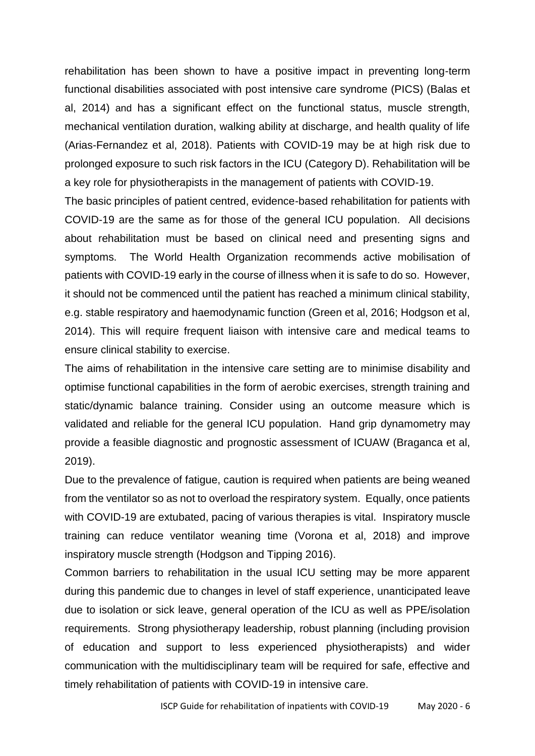rehabilitation has been shown to have a positive impact in preventing long-term functional disabilities associated with post intensive care syndrome (PICS) (Balas et al, 2014) and has a significant effect on the functional status, muscle strength, mechanical ventilation duration, walking ability at discharge, and health quality of life (Arias-Fernandez et al, 2018). Patients with COVID-19 may be at high risk due to prolonged exposure to such risk factors in the ICU (Category D). Rehabilitation will be a key role for physiotherapists in the management of patients with COVID-19.

The basic principles of patient centred, evidence-based rehabilitation for patients with COVID-19 are the same as for those of the general ICU population. All decisions about rehabilitation must be based on clinical need and presenting signs and symptoms. The World Health Organization recommends active mobilisation of patients with COVID-19 early in the course of illness when it is safe to do so. However, it should not be commenced until the patient has reached a minimum clinical stability, e.g. stable respiratory and haemodynamic function (Green et al, 2016; Hodgson et al, 2014). This will require frequent liaison with intensive care and medical teams to ensure clinical stability to exercise.

The aims of rehabilitation in the intensive care setting are to minimise disability and optimise functional capabilities in the form of aerobic exercises, strength training and static/dynamic balance training. Consider using an outcome measure which is validated and reliable for the general ICU population. Hand grip dynamometry may provide a feasible diagnostic and prognostic assessment of ICUAW (Braganca et al, 2019).

Due to the prevalence of fatigue, caution is required when patients are being weaned from the ventilator so as not to overload the respiratory system. Equally, once patients with COVID-19 are extubated, pacing of various therapies is vital. Inspiratory muscle training can reduce ventilator weaning time (Vorona et al, 2018) and improve inspiratory muscle strength (Hodgson and Tipping 2016).

Common barriers to rehabilitation in the usual ICU setting may be more apparent during this pandemic due to changes in level of staff experience, unanticipated leave due to isolation or sick leave, general operation of the ICU as well as PPE/isolation requirements. Strong physiotherapy leadership, robust planning (including provision of education and support to less experienced physiotherapists) and wider communication with the multidisciplinary team will be required for safe, effective and timely rehabilitation of patients with COVID-19 in intensive care.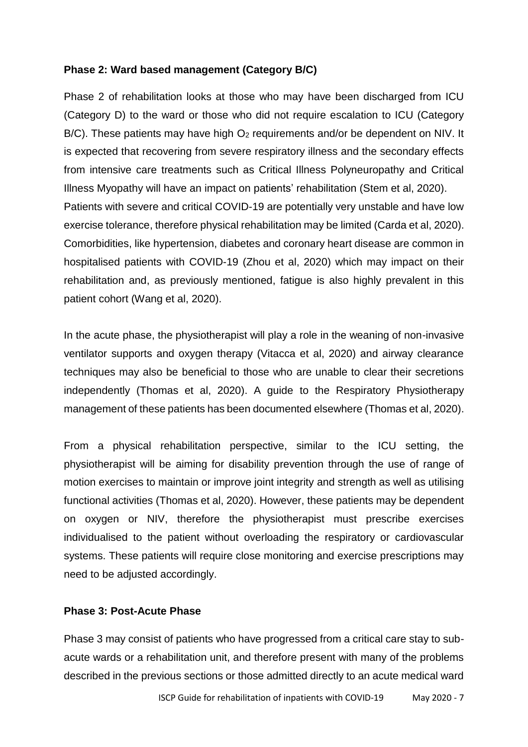### Phase 2: Ward based management (Category B/C)

Phase 2 of rehabilitation looks at those who may have been discharged from ICU (Category D) to the ward or those who did not require escalation to ICU (Category B/C). These patients may have high $O_2$ requirements and/or be dependent on NIV. It is expected that recovering from severe respiratory illness and the secondary effects from intensive care treatments such as Critical Illness Polyneuropathy and Critical Illness Myopathy will have an impact on patients' rehabilitation (Stem et al, 2020).
Patients with severe and critical COVID-19 are potentially very unstable and have low exercise tolerance, therefore physical rehabilitation may be limited (Carda et al, 2020). Comorbidities, like hypertension, diabetes and coronary heart disease are common in hospitalised patients with COVID-19 (Zhou et al, 2020) which may impact on their rehabilitation and, as previously mentioned, fatigue is also highly prevalent in this patient cohort (Wang et al, 2020).

In the acute phase, the physiotherapist will play a role in the weaning of non-invasive ventilator supports and oxygen therapy (Vitacca et al, 2020) and airway clearance techniques may also be beneficial to those who are unable to clear their secretions independently (Thomas et al, 2020). A guide to the Respiratory Physiotherapy management of these patients has been documented elsewhere (Thomas et al, 2020).

From a physical rehabilitation perspective, similar to the ICU setting, the physiotherapist will be aiming for disability prevention through the use of range of motion exercises to maintain or improve joint integrity and strength as well as utilising functional activities (Thomas et al, 2020). However, these patients may be dependent on oxygen or NIV, therefore the physiotherapist must prescribe exercises individualised to the patient without overloading the respiratory or cardiovascular systems. These patients will require close monitoring and exercise prescriptions may need to be adjusted accordingly.

### Phase 3: Post-Acute Phase

Phase 3 may consist of patients who have progressed from a critical care stay to sub-acute wards or a rehabilitation unit, and therefore present with many of the problems described in the previous sections or those admitted directly to an acute medical ward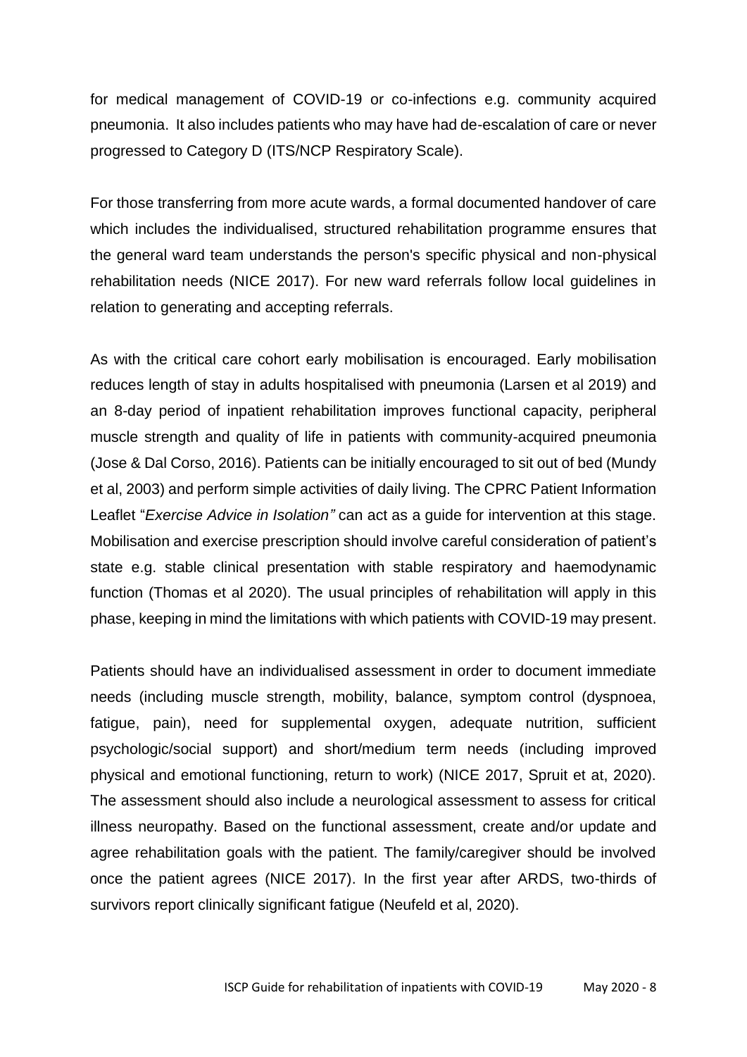for medical management of COVID-19 or co-infections e.g. community acquired pneumonia. It also includes patients who may have had de-escalation of care or never progressed to Category D (ITS/NCP Respiratory Scale).

For those transferring from more acute wards, a formal documented handover of care which includes the individualised, structured rehabilitation programme ensures that the general ward team understands the person's specific physical and non-physical rehabilitation needs (NICE 2017). For new ward referrals follow local guidelines in relation to generating and accepting referrals.

As with the critical care cohort early mobilisation is encouraged. Early mobilisation reduces length of stay in adults hospitalised with pneumonia (Larsen et al 2019) and an 8-day period of inpatient rehabilitation improves functional capacity, peripheral muscle strength and quality of life in patients with community-acquired pneumonia (Jose & Dal Corso, 2016). Patients can be initially encouraged to sit out of bed (Mundy et al, 2003) and perform simple activities of daily living. The CPRC Patient Information Leaflet "*Exercise Advice in Isolation"* can act as a guide for intervention at this stage. Mobilisation and exercise prescription should involve careful consideration of patient's state e.g. stable clinical presentation with stable respiratory and haemodynamic function (Thomas et al 2020). The usual principles of rehabilitation will apply in this phase, keeping in mind the limitations with which patients with COVID-19 may present.

Patients should have an individualised assessment in order to document immediate needs (including muscle strength, mobility, balance, symptom control (dyspnoea, fatigue, pain), need for supplemental oxygen, adequate nutrition, sufficient psychologic/social support) and short/medium term needs (including improved physical and emotional functioning, return to work) (NICE 2017, Spruit et at, 2020). The assessment should also include a neurological assessment to assess for critical illness neuropathy. Based on the functional assessment, create and/or update and agree rehabilitation goals with the patient. The family/caregiver should be involved once the patient agrees (NICE 2017). In the first year after ARDS, two-thirds of survivors report clinically significant fatigue (Neufeld et al, 2020).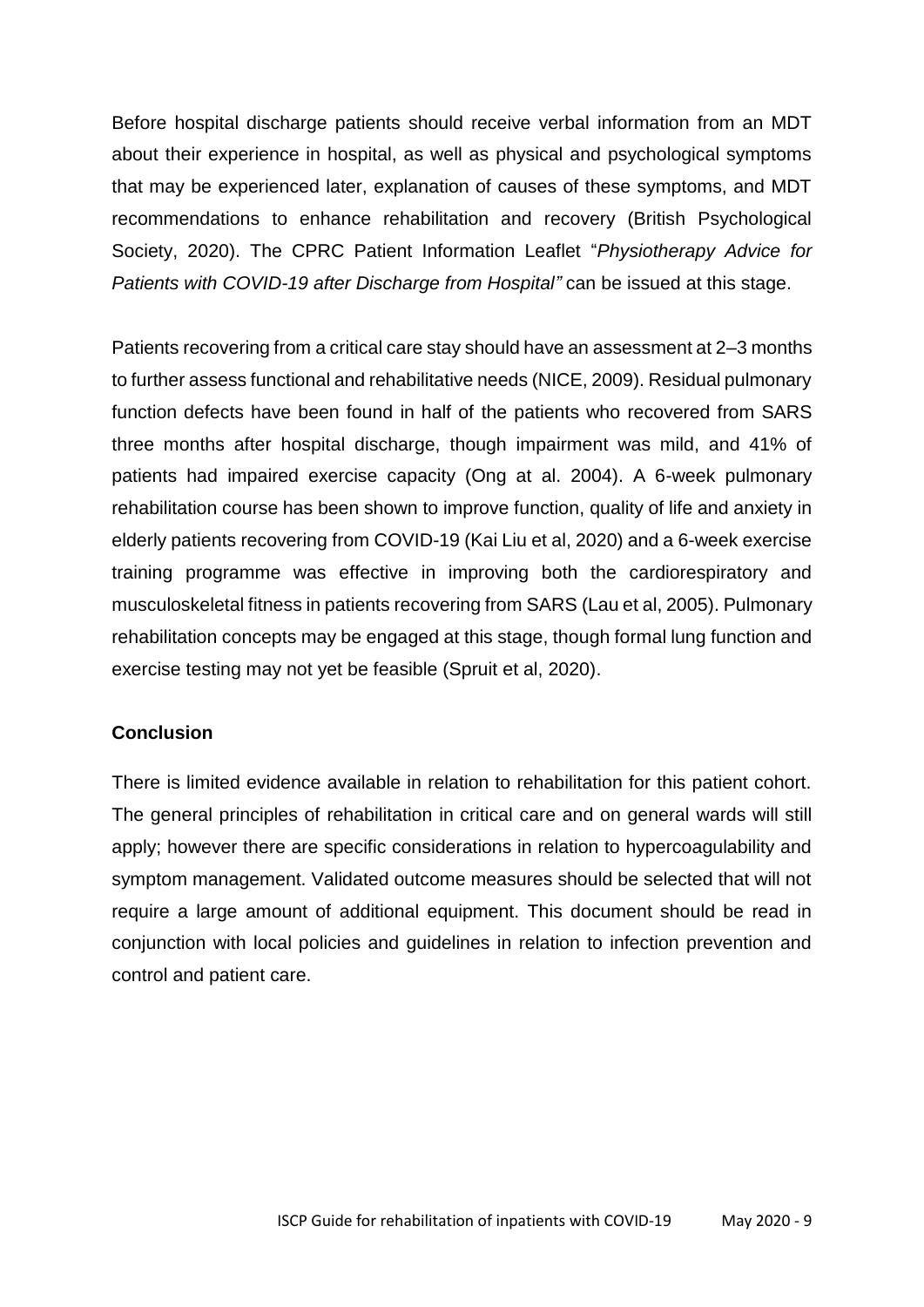Before hospital discharge patients should receive verbal information from an MDT about their experience in hospital, as well as physical and psychological symptoms that may be experienced later, explanation of causes of these symptoms, and MDT recommendations to enhance rehabilitation and recovery (British Psychological Society, 2020). The CPRC Patient Information Leaflet "*Physiotherapy Advice for Patients with COVID-19 after Discharge from Hospital"* can be issued at this stage.

Patients recovering from a critical care stay should have an assessment at 2–3 months to further assess functional and rehabilitative needs (NICE, 2009). Residual pulmonary function defects have been found in half of the patients who recovered from SARS three months after hospital discharge, though impairment was mild, and 41% of patients had impaired exercise capacity (Ong at al. 2004). A 6-week pulmonary rehabilitation course has been shown to improve function, quality of life and anxiety in elderly patients recovering from COVID-19 (Kai Liu et al, 2020) and a 6-week exercise training programme was effective in improving both the cardiorespiratory and musculoskeletal fitness in patients recovering from SARS (Lau et al, 2005). Pulmonary rehabilitation concepts may be engaged at this stage, though formal lung function and exercise testing may not yet be feasible (Spruit et al, 2020).

## Conclusion

There is limited evidence available in relation to rehabilitation for this patient cohort. The general principles of rehabilitation in critical care and on general wards will still apply; however there are specific considerations in relation to hypercoagulability and symptom management. Validated outcome measures should be selected that will not require a large amount of additional equipment. This document should be read in conjunction with local policies and guidelines in relation to infection prevention and control and patient care.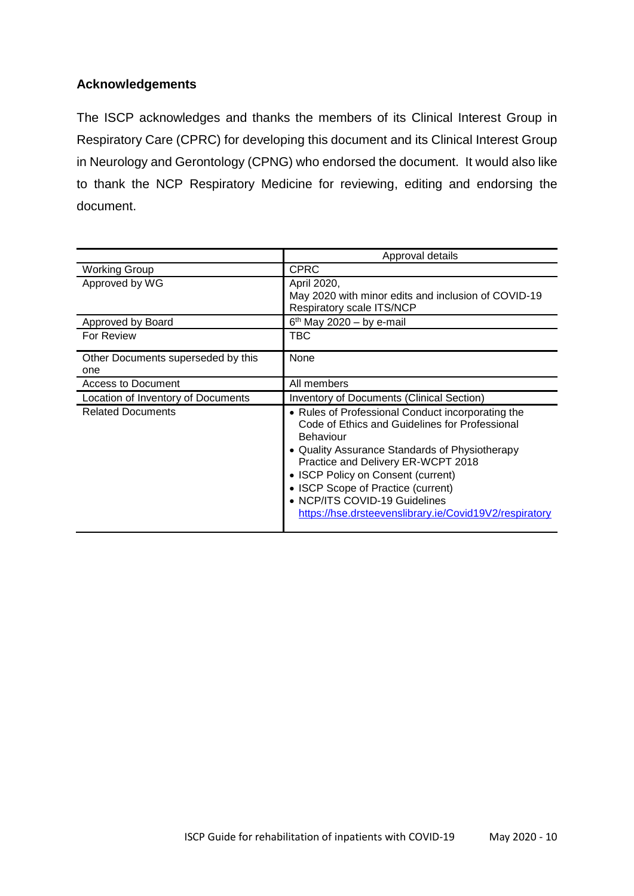### Acknowledgements

The ISCP acknowledges and thanks the members of its Clinical Interest Group in Respiratory Care (CPRC) for developing this document and its Clinical Interest Group in Neurology and Gerontology (CPNG) who endorsed the document. It would also like to thank the NCP Respiratory Medicine for reviewing, editing and endorsing the document.

| | Approval details |
|---|---|
| Working Group | CPRC |
| Approved by WG | April 2020,<br>May 2020 with minor edits and inclusion of COVID-19 Respiratory scale ITS/NCP |
| Approved by Board | 6th May 2020 – by e-mail |
| For Review | TBC |
| Other Documents superseded by this one | None |
| Access to Document | All members |
| Location of Inventory of Documents | Inventory of Documents (Clinical Section) |
| Related Documents | • Rules of Professional Conduct incorporating the Code of Ethics and Guidelines for Professional Behaviour<br>• Quality Assurance Standards of Physiotherapy Practice and Delivery ER-WCPT 2018<br>• ISCP Policy on Consent (current)<br>• ISCP Scope of Practice (current)<br>• NCP/ITS COVID-19 Guidelines https://hse.drsteevenslibrary.ie/Covid19V2/respiratory |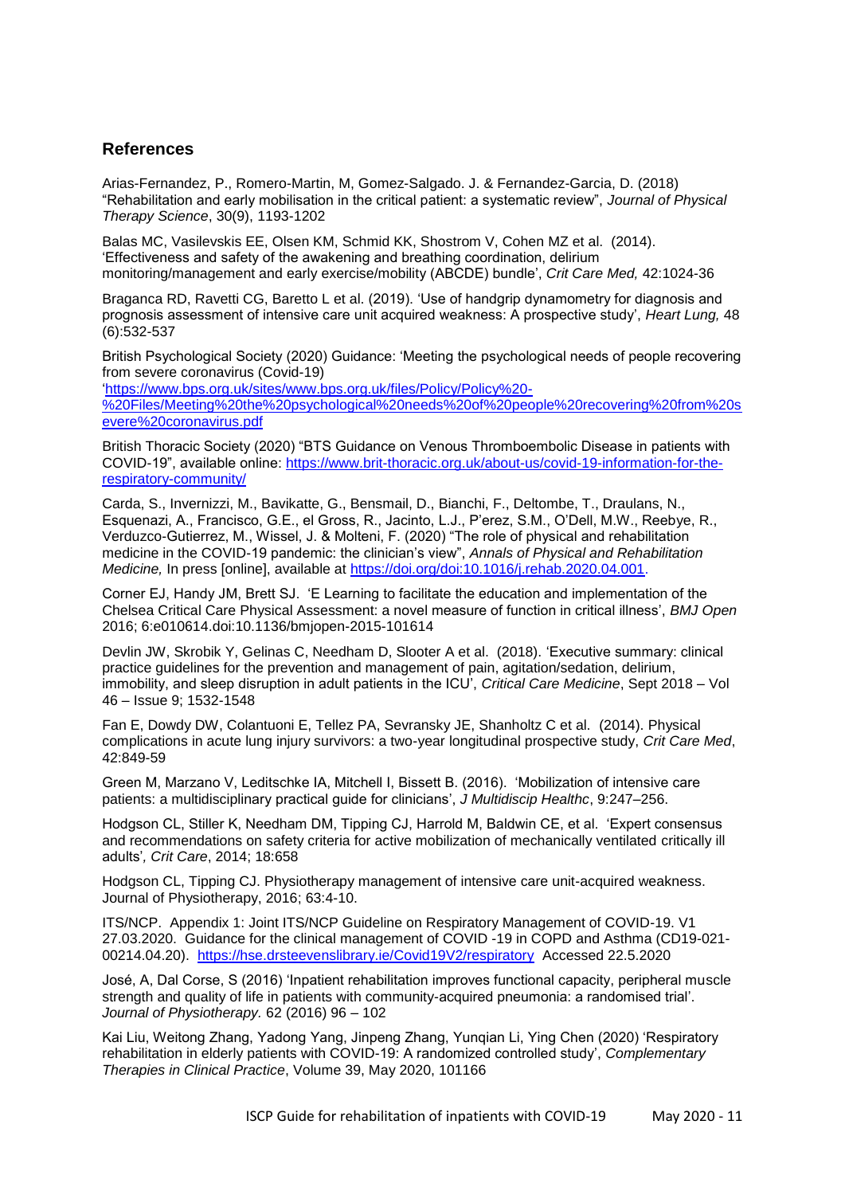## References

Arias-Fernandez, P., Romero-Martin, M, Gomez-Salgado. J. & Fernandez-Garcia, D. (2018) "Rehabilitation and early mobilisation in the critical patient: a systematic review", *Journal of Physical Therapy Science*, 30(9), 1193-1202

Balas MC, Vasilevskis EE, Olsen KM, Schmid KK, Shostrom V, Cohen MZ et al. (2014). 'Effectiveness and safety of the awakening and breathing coordination, delirium monitoring/management and early exercise/mobility (ABCDE) bundle', *Crit Care Med,* 42:1024-36

Braganca RD, Ravetti CG, Baretto L et al. (2019). 'Use of handgrip dynamometry for diagnosis and prognosis assessment of intensive care unit acquired weakness: A prospective study', *Heart Lung,* 48 (6):532-537

British Psychological Society (2020) Guidance: 'Meeting the psychological needs of people recovering from severe coronavirus (Covid-19) '[https://www.bps.org.uk/sites/www.bps.org.uk/files/Policy/Policy%20-%20Files/Meeting%20the%20psychological%20needs%20of%20people%20recovering%20from%20severe%20coronavirus.pdf](https://www.bps.org.uk/sites/www.bps.org.uk/files/Policy/Policy%20-%20Files/Meeting%20the%20psychological%20needs%20of%20people%20recovering%20from%20severe%20coronavirus.pdf)

British Thoracic Society (2020) "BTS Guidance on Venous Thromboembolic Disease in patients with COVID-19", available online: [https://www.brit-thoracic.org.uk/about-us/covid-19-information-for-the-respiratory-community/](https://www.brit-thoracic.org.uk/about-us/covid-19-information-for-the-respiratory-community/)

Carda, S., Invernizzi, M., Bavikatte, G., Bensmail, D., Bianchi, F., Deltombe, T., Draulans, N., Esquenazi, A., Francisco, G.E., el Gross, R., Jacinto, L.J., P'erez, S.M., O'Dell, M.W., Reebye, R., Verduzco-Gutierrez, M., Wissel, J. & Molteni, F. (2020) "The role of physical and rehabilitation medicine in the COVID-19 pandemic: the clinician's view", *Annals of Physical and Rehabilitation Medicine,* In press [online], available at [https://doi.org/doi:10.1016/j.rehab.2020.04.001](https://doi.org/doi:10.1016/j.rehab.2020.04.001).

Corner EJ, Handy JM, Brett SJ. 'E Learning to facilitate the education and implementation of the Chelsea Critical Care Physical Assessment: a novel measure of function in critical illness', *BMJ Open* 2016; 6:e010614.doi:10.1136/bmjopen-2015-101614

Devlin JW, Skrobik Y, Gelinas C, Needham D, Slooter A et al. (2018). 'Executive summary: clinical practice guidelines for the prevention and management of pain, agitation/sedation, delirium, immobility, and sleep disruption in adult patients in the ICU', *Critical Care Medicine*, Sept 2018 – Vol 46 – Issue 9; 1532-1548

Fan E, Dowdy DW, Colantuoni E, Tellez PA, Sevransky JE, Shanholtz C et al. (2014). Physical complications in acute lung injury survivors: a two-year longitudinal prospective study, *Crit Care Med*, 42:849-59

Green M, Marzano V, Leditschke IA, Mitchell I, Bissett B. (2016). 'Mobilization of intensive care patients: a multidisciplinary practical guide for clinicians', *J Multidiscip Healthc*, 9:247–256.

Hodgson CL, Stiller K, Needham DM, Tipping CJ, Harrold M, Baldwin CE, et al. 'Expert consensus and recommendations on safety criteria for active mobilization of mechanically ventilated critically ill adults'*, Crit Care*, 2014; 18:658

Hodgson CL, Tipping CJ. Physiotherapy management of intensive care unit-acquired weakness. Journal of Physiotherapy, 2016; 63:4-10.

ITS/NCP. Appendix 1: Joint ITS/NCP Guideline on Respiratory Management of COVID-19. V1 27.03.2020. Guidance for the clinical management of COVID -19 in COPD and Asthma (CD19-021-00214.04.20). [https://hse.drsteevenslibrary.ie/Covid19V2/respiratory](https://hse.drsteevenslibrary.ie/Covid19V2/respiratory) Accessed 22.5.2020

José, A, Dal Corse, S (2016) 'Inpatient rehabilitation improves functional capacity, peripheral muscle strength and quality of life in patients with community-acquired pneumonia: a randomised trial'. *Journal of Physiotherapy.* 62 (2016) 96 – 102

Kai Liu, Weitong Zhang, Yadong Yang, Jinpeng Zhang, Yunqian Li, Ying Chen (2020) 'Respiratory rehabilitation in elderly patients with COVID-19: A randomized controlled study', *Complementary Therapies in Clinical Practice*, Volume 39, May 2020, 101166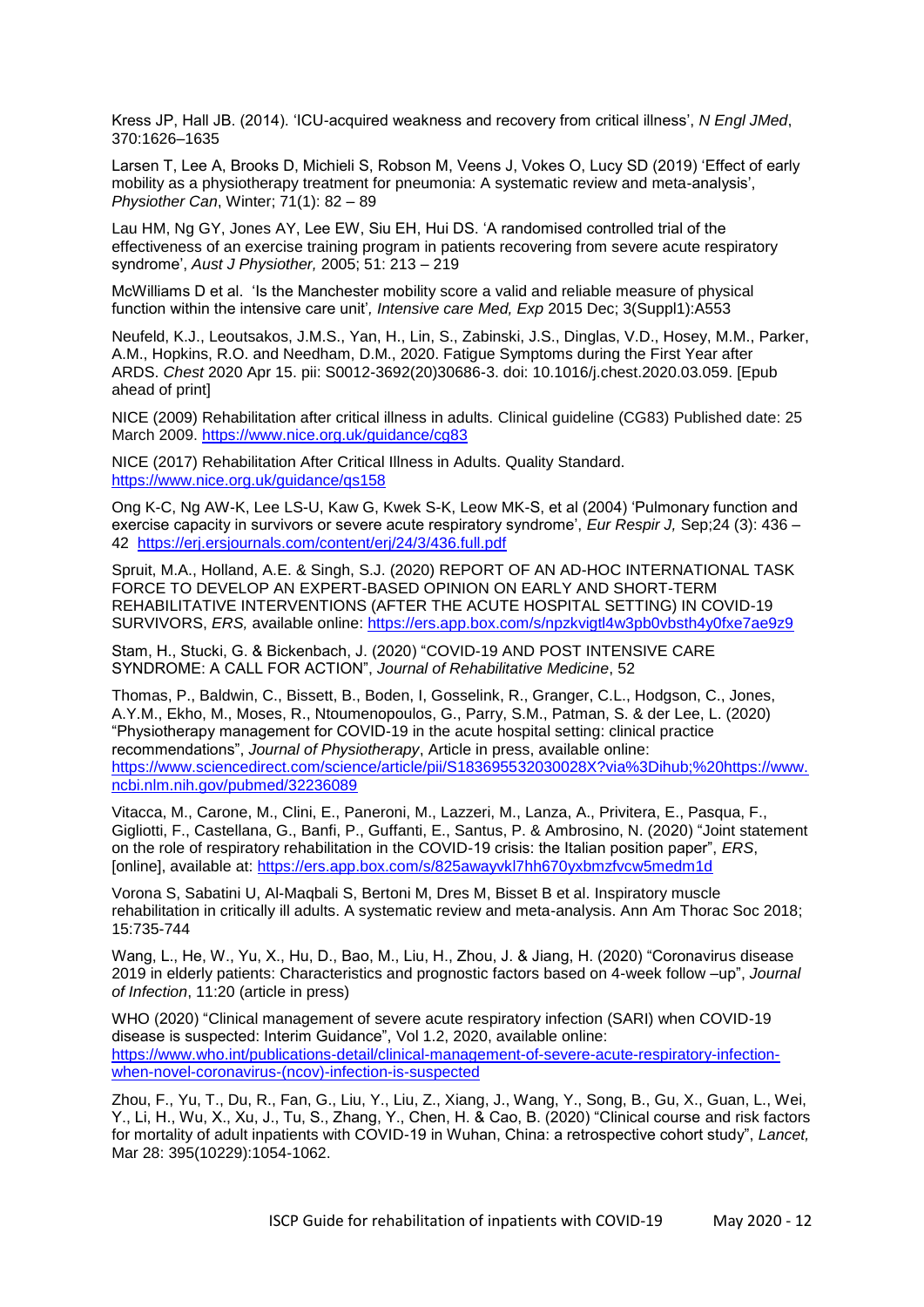Kress JP, Hall JB. (2014). 'ICU-acquired weakness and recovery from critical illness', *N Engl JMed*, 370:1626–1635

Larsen T, Lee A, Brooks D, Michieli S, Robson M, Veens J, Vokes O, Lucy SD (2019) 'Effect of early mobility as a physiotherapy treatment for pneumonia: A systematic review and meta-analysis', *Physiother Can*, Winter; 71(1): 82 – 89

Lau HM, Ng GY, Jones AY, Lee EW, Siu EH, Hui DS. 'A randomised controlled trial of the effectiveness of an exercise training program in patients recovering from severe acute respiratory syndrome', *Aust J Physiother,* 2005; 51: 213 – 219

McWilliams D et al. 'Is the Manchester mobility score a valid and reliable measure of physical function within the intensive care unit'*, Intensive care Med, Exp* 2015 Dec; 3(Suppl1):A553

Neufeld, K.J., Leoutsakos, J.M.S., Yan, H., Lin, S., Zabinski, J.S., Dinglas, V.D., Hosey, M.M., Parker, A.M., Hopkins, R.O. and Needham, D.M., 2020. Fatigue Symptoms during the First Year after ARDS. *Chest* 2020 Apr 15. pii: S0012-3692(20)30686-3. doi: 10.1016/j.chest.2020.03.059. [Epub ahead of print]

NICE (2009) Rehabilitation after critical illness in adults. Clinical guideline (CG83) Published date: 25 March 2009. https://www.nice.org.uk/guidance/cg83

NICE (2017) Rehabilitation After Critical Illness in Adults. Quality Standard. https://www.nice.org.uk/guidance/qs158

Ong K-C, Ng AW-K, Lee LS-U, Kaw G, Kwek S-K, Leow MK-S, et al (2004) 'Pulmonary function and exercise capacity in survivors or severe acute respiratory syndrome', *Eur Respir J,* Sep;24 (3): 436 – 42 https://erj.ersjournals.com/content/erj/24/3/436.full.pdf

Spruit, M.A., Holland, A.E. & Singh, S.J. (2020) REPORT OF AN AD-HOC INTERNATIONAL TASK FORCE TO DEVELOP AN EXPERT-BASED OPINION ON EARLY AND SHORT-TERM REHABILITATIVE INTERVENTIONS (AFTER THE ACUTE HOSPITAL SETTING) IN COVID-19 SURVIVORS, *ERS,* available online: https://ers.app.box.com/s/npzkvigtl4w3pb0vbsth4y0fxe7ae9z9

Stam, H., Stucki, G. & Bickenbach, J. (2020) "COVID-19 AND POST INTENSIVE CARE SYNDROME: A CALL FOR ACTION", *Journal of Rehabilitative Medicine*, 52

Thomas, P., Baldwin, C., Bissett, B., Boden, I, Gosselink, R., Granger, C.L., Hodgson, C., Jones, A.Y.M., Ekho, M., Moses, R., Ntoumenopoulos, G., Parry, S.M., Patman, S. & der Lee, L. (2020) "Physiotherapy management for COVID-19 in the acute hospital setting: clinical practice recommendations", *Journal of Physiotherapy*, Article in press, available online: https://www.sciencedirect.com/science/article/pii/S183695532030028X?via%3Dihub;%20https://www.ncbi.nlm.nih.gov/pubmed/32236089

Vitacca, M., Carone, M., Clini, E., Paneroni, M., Lazzeri, M., Lanza, A., Privitera, E., Pasqua, F., Gigliotti, F., Castellana, G., Banfi, P., Guffanti, E., Santus, P. & Ambrosino, N. (2020) "Joint statement on the role of respiratory rehabilitation in the COVID-19 crisis: the Italian position paper", *ERS*, [online], available at: https://ers.app.box.com/s/825awayvkl7hh670yxbmzfvcw5medm1d

Vorona S, Sabatini U, Al-Maqbali S, Bertoni M, Dres M, Bisset B et al. Inspiratory muscle rehabilitation in critically ill adults. A systematic review and meta-analysis. Ann Am Thorac Soc 2018; 15:735-744

Wang, L., He, W., Yu, X., Hu, D., Bao, M., Liu, H., Zhou, J. & Jiang, H. (2020) "Coronavirus disease 2019 in elderly patients: Characteristics and prognostic factors based on 4-week follow –up", *Journal of Infection*, 11:20 (article in press)

WHO (2020) "Clinical management of severe acute respiratory infection (SARI) when COVID-19 disease is suspected: Interim Guidance", Vol 1.2, 2020, available online: https://www.who.int/publications-detail/clinical-management-of-severe-acute-respiratory-infection-when-novel-coronavirus-(ncov)-infection-is-suspected

Zhou, F., Yu, T., Du, R., Fan, G., Liu, Y., Liu, Z., Xiang, J., Wang, Y., Song, B., Gu, X., Guan, L., Wei, Y., Li, H., Wu, X., Xu, J., Tu, S., Zhang, Y., Chen, H. & Cao, B. (2020) "Clinical course and risk factors for mortality of adult inpatients with COVID-19 in Wuhan, China: a retrospective cohort study", *Lancet,* Mar 28: 395(10229):1054-1062.